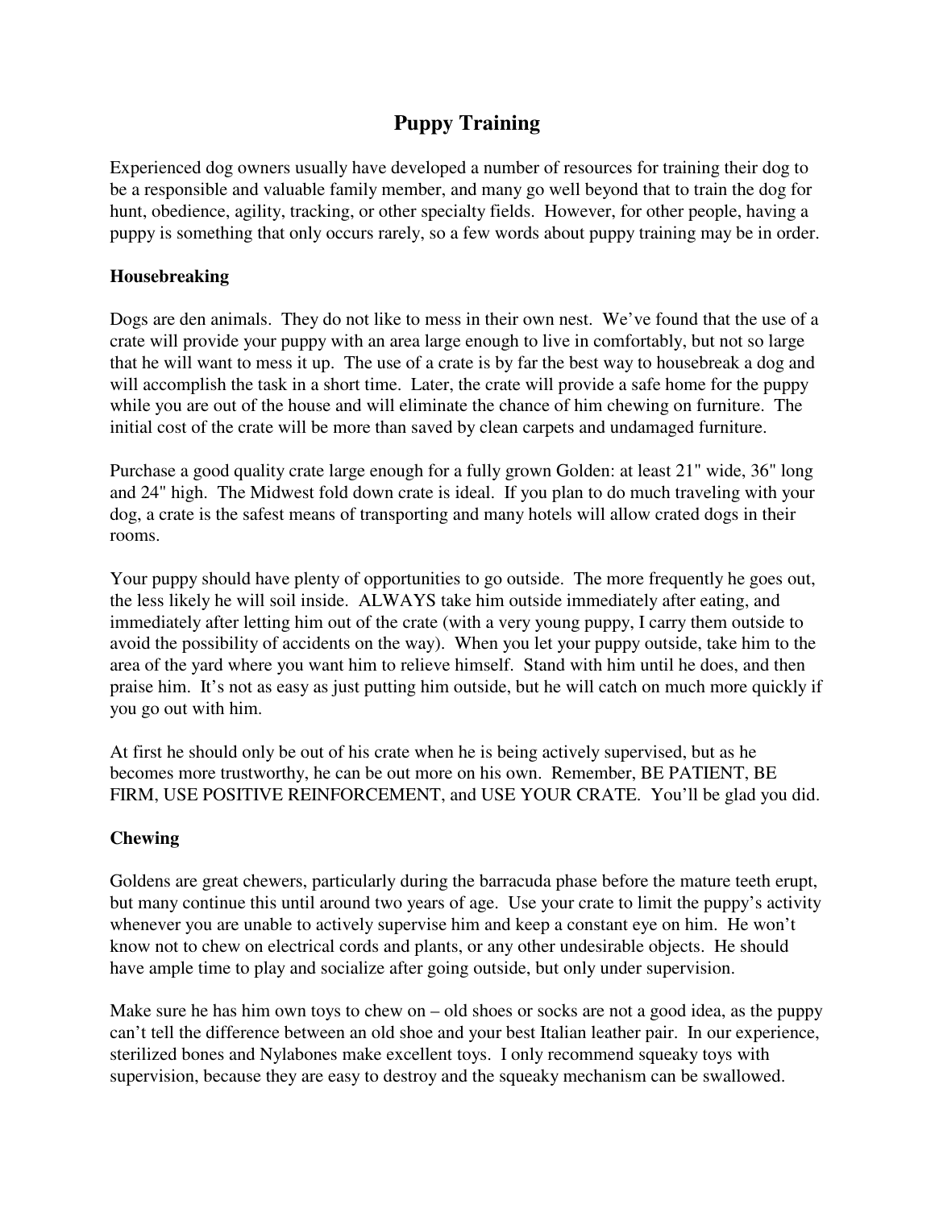# Puppy Training

Experienced dog owners usually have developed a number of resources for training their dog to be a responsible and valuable family member, and many go well beyond that to train the dog for hunt, obedience, agility, tracking, or other specialty fields. However, for other people, having a puppy is something that only occurs rarely, so a few words about puppy training may be in order.

## Housebreaking

Dogs are den animals. They do not like to mess in their own nest. We've found that the use of a crate will provide your puppy with an area large enough to live in comfortably, but not so large that he will want to mess it up. The use of a crate is by far the best way to housebreak a dog and will accomplish the task in a short time. Later, the crate will provide a safe home for the puppy while you are out of the house and will eliminate the chance of him chewing on furniture. The initial cost of the crate will be more than saved by clean carpets and undamaged furniture.

Purchase a good quality crate large enough for a fully grown Golden: at least 21" wide, 36" long and 24" high. The Midwest fold down crate is ideal. If you plan to do much traveling with your dog, a crate is the safest means of transporting and many hotels will allow crated dogs in their rooms.

Your puppy should have plenty of opportunities to go outside. The more frequently he goes out, the less likely he will soil inside. ALWAYS take him outside immediately after eating, and immediately after letting him out of the crate (with a very young puppy, I carry them outside to avoid the possibility of accidents on the way). When you let your puppy outside, take him to the area of the yard where you want him to relieve himself. Stand with him until he does, and then praise him. It's not as easy as just putting him outside, but he will catch on much more quickly if you go out with him.

At first he should only be out of his crate when he is being actively supervised, but as he becomes more trustworthy, he can be out more on his own. Remember, BE PATIENT, BE FIRM, USE POSITIVE REINFORCEMENT, and USE YOUR CRATE. You'll be glad you did.

## Chewing

Goldens are great chewers, particularly during the barracuda phase before the mature teeth erupt, but many continue this until around two years of age. Use your crate to limit the puppy's activity whenever you are unable to actively supervise him and keep a constant eye on him. He won't know not to chew on electrical cords and plants, or any other undesirable objects. He should have ample time to play and socialize after going outside, but only under supervision.

Make sure he has him own toys to chew on – old shoes or socks are not a good idea, as the puppy can't tell the difference between an old shoe and your best Italian leather pair. In our experience, sterilized bones and Nylabones make excellent toys. I only recommend squeaky toys with supervision, because they are easy to destroy and the squeaky mechanism can be swallowed.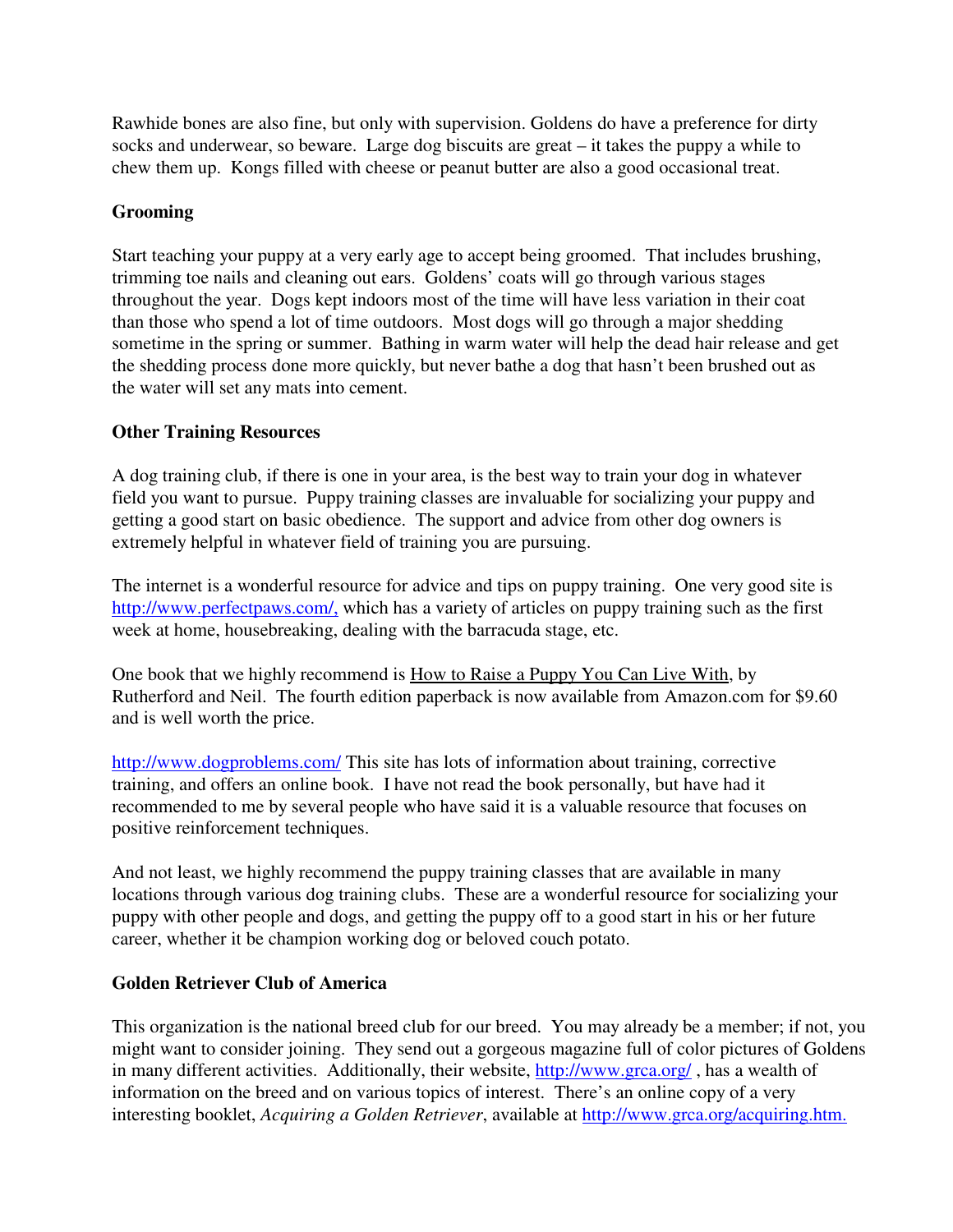Rawhide bones are also fine, but only with supervision. Goldens do have a preference for dirty socks and underwear, so beware. Large dog biscuits are great – it takes the puppy a while to chew them up. Kongs filled with cheese or peanut butter are also a good occasional treat.

**Grooming**

Start teaching your puppy at a very early age to accept being groomed. That includes brushing, trimming toe nails and cleaning out ears. Goldens' coats will go through various stages throughout the year. Dogs kept indoors most of the time will have less variation in their coat than those who spend a lot of time outdoors. Most dogs will go through a major shedding sometime in the spring or summer. Bathing in warm water will help the dead hair release and get the shedding process done more quickly, but never bathe a dog that hasn't been brushed out as the water will set any mats into cement.

**Other Training Resources**

A dog training club, if there is one in your area, is the best way to train your dog in whatever field you want to pursue. Puppy training classes are invaluable for socializing your puppy and getting a good start on basic obedience. The support and advice from other dog owners is extremely helpful in whatever field of training you are pursuing.

The internet is a wonderful resource for advice and tips on puppy training. One very good site is http://www.perfectpaws.com/, which has a variety of articles on puppy training such as the first week at home, housebreaking, dealing with the barracuda stage, etc.

One book that we highly recommend is How to Raise a Puppy You Can Live With, by Rutherford and Neil. The fourth edition paperback is now available from Amazon.com for $9.60 and is well worth the price.

http://www.dogproblems.com/ This site has lots of information about training, corrective training, and offers an online book. I have not read the book personally, but have had it recommended to me by several people who have said it is a valuable resource that focuses on positive reinforcement techniques.

And not least, we highly recommend the puppy training classes that are available in many locations through various dog training clubs. These are a wonderful resource for socializing your puppy with other people and dogs, and getting the puppy off to a good start in his or her future career, whether it be champion working dog or beloved couch potato.

**Golden Retriever Club of America**

This organization is the national breed club for our breed. You may already be a member; if not, you might want to consider joining. They send out a gorgeous magazine full of color pictures of Goldens in many different activities. Additionally, their website, http://www.grca.org/ , has a wealth of information on the breed and on various topics of interest. There's an online copy of a very interesting booklet, *Acquiring a Golden Retriever*, available at http://www.grca.org/acquiring.htm.